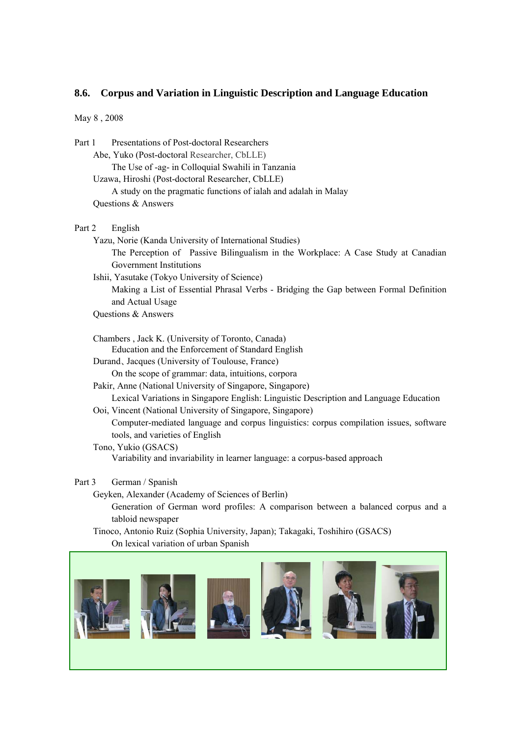## 8.6. Corpus and Variation in Linguistic Description and Language Education

May 8 , 2008

Part 1 Presentations of Post-doctoral Researchers

- Abe, Yuko (Post-doctoral Researcher, CbLLE)
  - The Use of -ag- in Colloquial Swahili in Tanzania
- Uzawa, Hiroshi (Post-doctoral Researcher, CbLLE)
  - A study on the pragmatic functions of ialah and adalah in Malay
- Questions & Answers

Part 2 English

- Yazu, Norie (Kanda University of International Studies)
  - The Perception of Passive Bilingualism in the Workplace: A Case Study at Canadian Government Institutions
- Ishii, Yasutake (Tokyo University of Science)
  - Making a List of Essential Phrasal Verbs - Bridging the Gap between Formal Definition and Actual Usage
- Questions & Answers

- Chambers , Jack K. (University of Toronto, Canada)
  - Education and the Enforcement of Standard English
- Durand、Jacques (University of Toulouse, France)
  - On the scope of grammar: data, intuitions, corpora
- Pakir, Anne (National University of Singapore, Singapore)
  - Lexical Variations in Singapore English: Linguistic Description and Language Education
- Ooi, Vincent (National University of Singapore, Singapore)
  - Computer-mediated language and corpus linguistics: corpus compilation issues, software tools, and varieties of English
- Tono, Yukio (GSACS)
  - Variability and invariability in learner language: a corpus-based approach

Part 3 German / Spanish

- Geyken, Alexander (Academy of Sciences of Berlin)
  - Generation of German word profiles: A comparison between a balanced corpus and a tabloid newspaper
- Tinoco, Antonio Ruiz (Sophia University, Japan); Takagaki, Toshihiro (GSACS)
  - On lexical variation of urban Spanish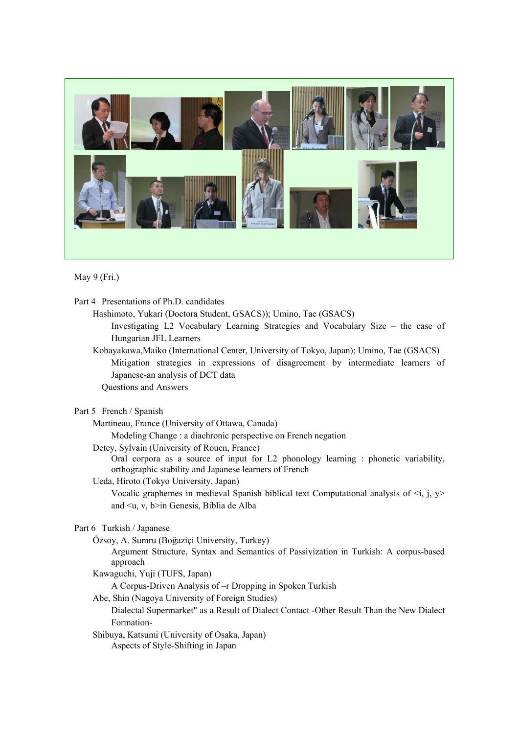May 9 (Fri.)

Part 4 Presentations of Ph.D. candidates

Hashimoto, Yukari (Doctora Student, GSACS)); Umino, Tae (GSACS)

Investigating L2 Vocabulary Learning Strategies and Vocabulary Size – the case of Hungarian JFL Learners

Kobayakawa,Maiko (International Center, University of Tokyo, Japan); Umino, Tae (GSACS)

Mitigation strategies in expressions of disagreement by intermediate learners of Japanese-an analysis of DCT data

Questions and Answers

Part 5 French / Spanish

Martineau, France (University of Ottawa, Canada)

Modeling Change : a diachronic perspective on French negation

Detey, Sylvain (University of Rouen, France)

Oral corpora as a source of input for L2 phonology learning : phonetic variability, orthographic stability and Japanese learners of French

Ueda, Hiroto (Tokyo University, Japan)

Vocalic graphemes in medieval Spanish biblical text Computational analysis of <i, j, y> and <u, v, b>in Genesis, Biblia de Alba

Part 6 Turkish / Japanese

Özsoy, A. Sumru (Boğaziçi University, Turkey)

Argument Structure, Syntax and Semantics of Passivization in Turkish: A corpus-based approach

Kawaguchi, Yuji (TUFS, Japan)

A Corpus-Driven Analysis of –r Dropping in Spoken Turkish

Abe, Shin (Nagoya University of Foreign Studies)

Dialectal Supermarket" as a Result of Dialect Contact -Other Result Than the New Dialect Formation-

Shibuya, Katsumi (University of Osaka, Japan)

Aspects of Style-Shifting in Japan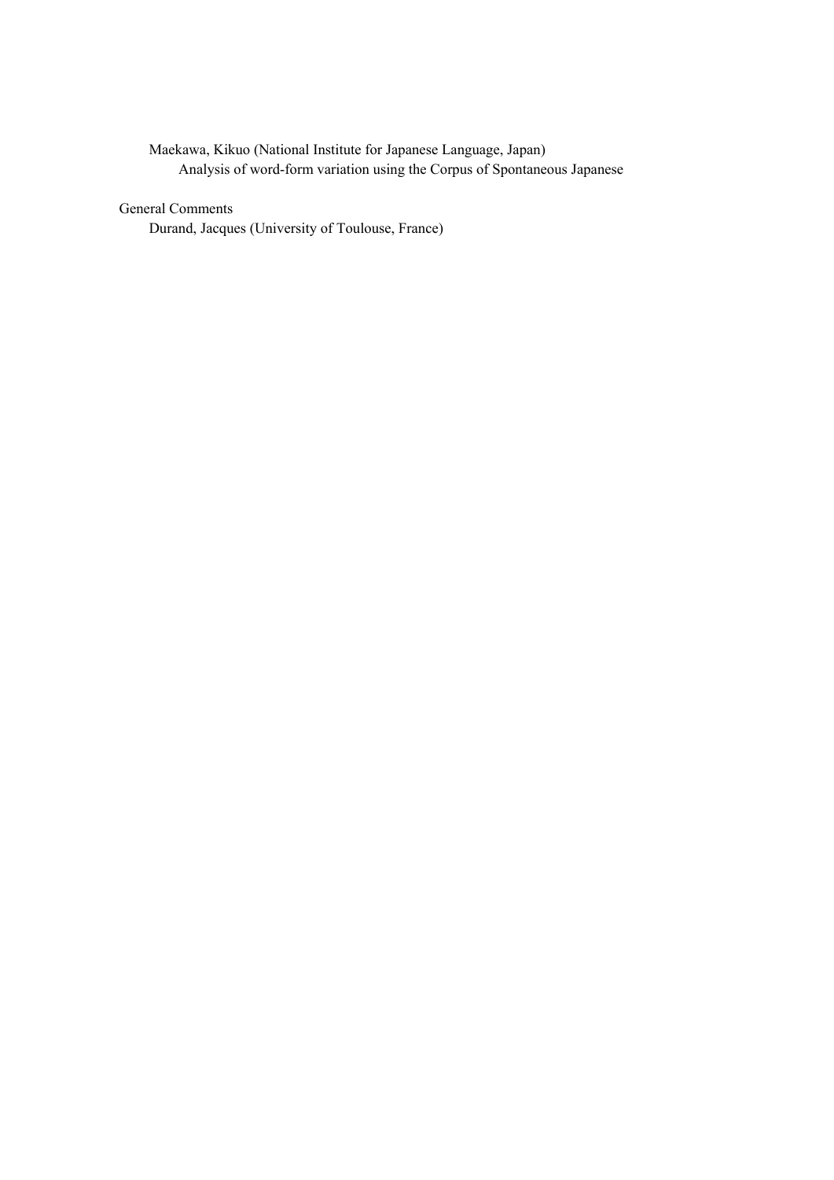Maekawa, Kikuo (National Institute for Japanese Language, Japan)
Analysis of word-form variation using the Corpus of Spontaneous Japanese

General Comments
Durand, Jacques (University of Toulouse, France)